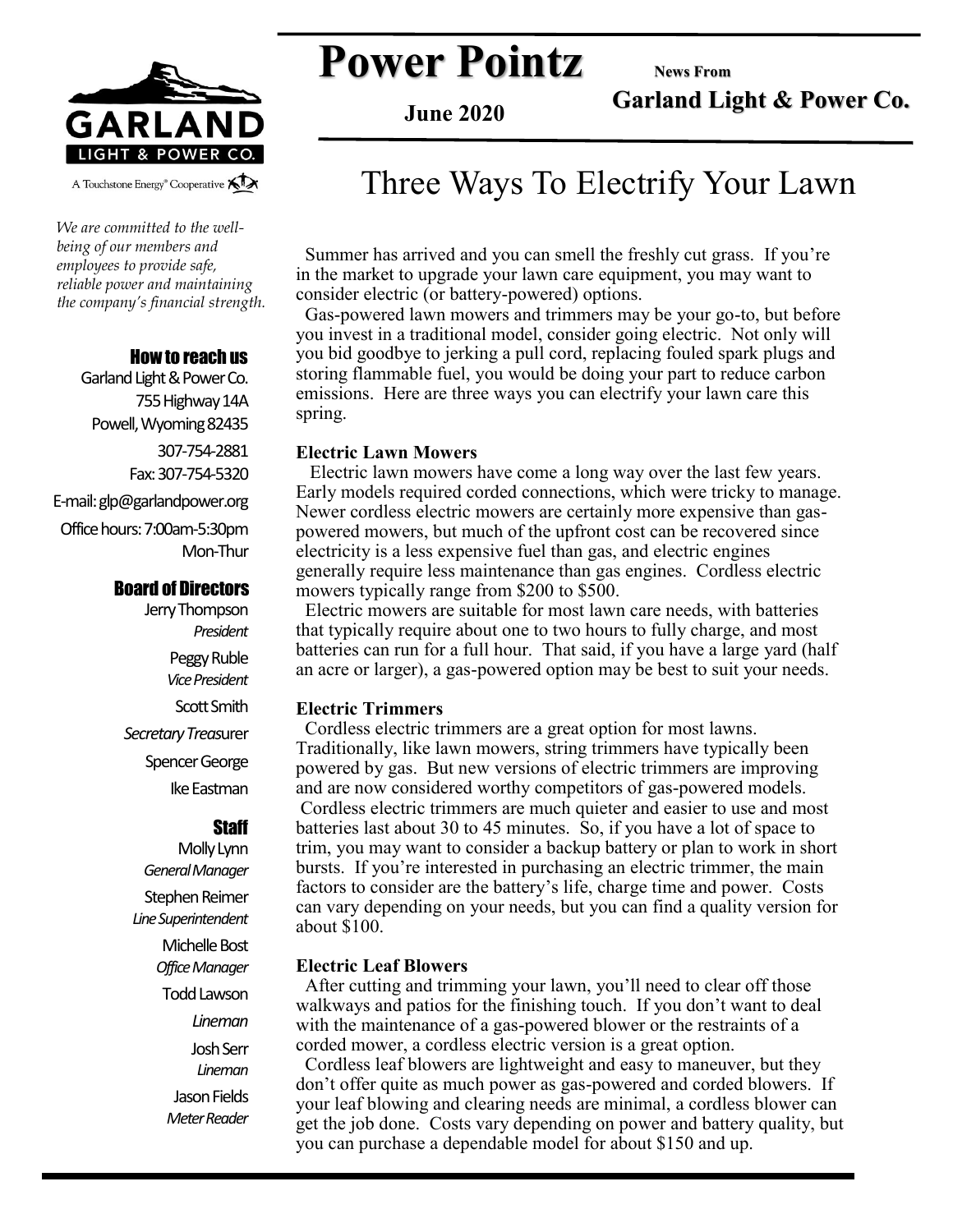# Power Pointz

**News From**

**Garland Light & Power Co.**

**June 2020**

GARLAND LIGHT & POWER CO.

A Touchstone Energy® Cooperative

*We are committed to the well-being of our members and employees to provide safe, reliable power and maintaining the company's financial strength.*

### How to reach us

Garland Light & Power Co.
755 Highway 14A
Powell, Wyoming 82435
307-754-2881
Fax: 307-754-5320
E-mail: glp@garlandpower.org
Office hours: 7:00am-5:30pm Mon-Thur

### Board of Directors

Jerry Thompson
*President*

Peggy Ruble
*Vice President*

Scott Smith
*Secretary Treasurer*

Spencer George

Ike Eastman

### Staff

Molly Lynn
*General Manager*

Stephen Reimer
*Line Superintendent*

Michelle Bost
*Office Manager*

Todd Lawson
*Lineman*

Josh Serr
*Lineman*

Jason Fields
*Meter Reader*

## Three Ways To Electrify Your Lawn

Summer has arrived and you can smell the freshly cut grass. If you're in the market to upgrade your lawn care equipment, you may want to consider electric (or battery-powered) options.

Gas-powered lawn mowers and trimmers may be your go-to, but before you invest in a traditional model, consider going electric. Not only will you bid goodbye to jerking a pull cord, replacing fouled spark plugs and storing flammable fuel, you would be doing your part to reduce carbon emissions. Here are three ways you can electrify your lawn care this spring.

**Electric Lawn Mowers**

Electric lawn mowers have come a long way over the last few years. Early models required corded connections, which were tricky to manage. Newer cordless electric mowers are certainly more expensive than gas-powered mowers, but much of the upfront cost can be recovered since electricity is a less expensive fuel than gas, and electric engines generally require less maintenance than gas engines. Cordless electric mowers typically range from $200 to $500.

Electric mowers are suitable for most lawn care needs, with batteries that typically require about one to two hours to fully charge, and most batteries can run for a full hour. That said, if you have a large yard (half an acre or larger), a gas-powered option may be best to suit your needs.

**Electric Trimmers**

Cordless electric trimmers are a great option for most lawns. Traditionally, like lawn mowers, string trimmers have typically been powered by gas. But new versions of electric trimmers are improving and are now considered worthy competitors of gas-powered models. Cordless electric trimmers are much quieter and easier to use and most batteries last about 30 to 45 minutes. So, if you have a lot of space to trim, you may want to consider a backup battery or plan to work in short bursts. If you're interested in purchasing an electric trimmer, the main factors to consider are the battery's life, charge time and power. Costs can vary depending on your needs, but you can find a quality version for about $100.

**Electric Leaf Blowers**

After cutting and trimming your lawn, you'll need to clear off those walkways and patios for the finishing touch. If you don't want to deal with the maintenance of a gas-powered blower or the restraints of a corded mower, a cordless electric version is a great option.

Cordless leaf blowers are lightweight and easy to maneuver, but they don't offer quite as much power as gas-powered and corded blowers. If your leaf blowing and clearing needs are minimal, a cordless blower can get the job done. Costs vary depending on power and battery quality, but you can purchase a dependable model for about $150 and up.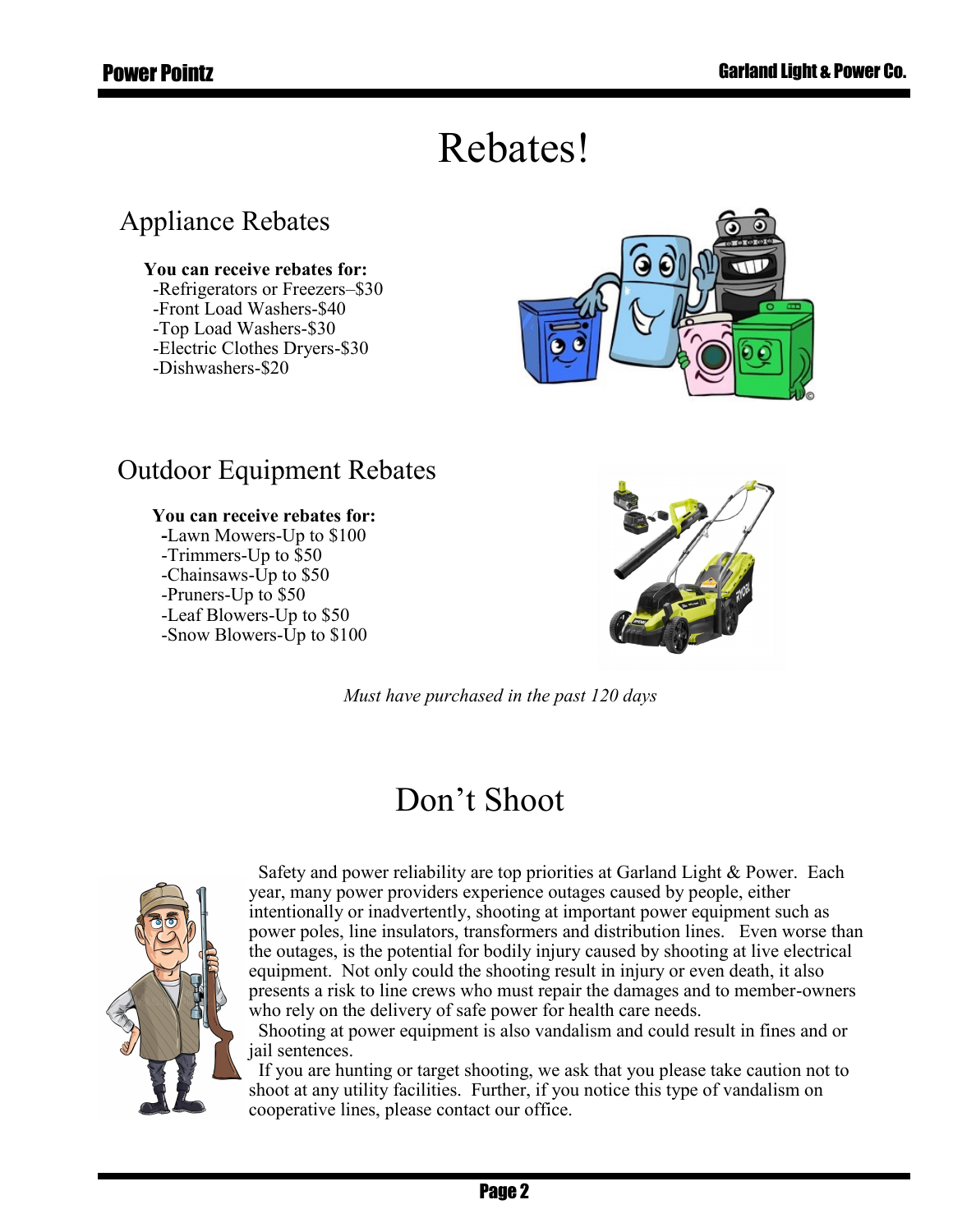# Rebates!

## Appliance Rebates

**You can receive rebates for:**

-Refrigerators or Freezers–$30
-Front Load Washers-$40
-Top Load Washers-$30
-Electric Clothes Dryers-$30
-Dishwashers-$20

## Outdoor Equipment Rebates

**You can receive rebates for:**

**-**Lawn Mowers-Up to $100
-Trimmers-Up to $50
-Chainsaws-Up to $50
-Pruners-Up to $50
-Leaf Blowers-Up to $50
-Snow Blowers-Up to $100

*Must have purchased in the past 120 days*

# Don't Shoot

Safety and power reliability are top priorities at Garland Light & Power. Each year, many power providers experience outages caused by people, either intentionally or inadvertently, shooting at important power equipment such as power poles, line insulators, transformers and distribution lines. Even worse than the outages, is the potential for bodily injury caused by shooting at live electrical equipment. Not only could the shooting result in injury or even death, it also presents a risk to line crews who must repair the damages and to member-owners who rely on the delivery of safe power for health care needs.

Shooting at power equipment is also vandalism and could result in fines and or jail sentences.

If you are hunting or target shooting, we ask that you please take caution not to shoot at any utility facilities. Further, if you notice this type of vandalism on cooperative lines, please contact our office.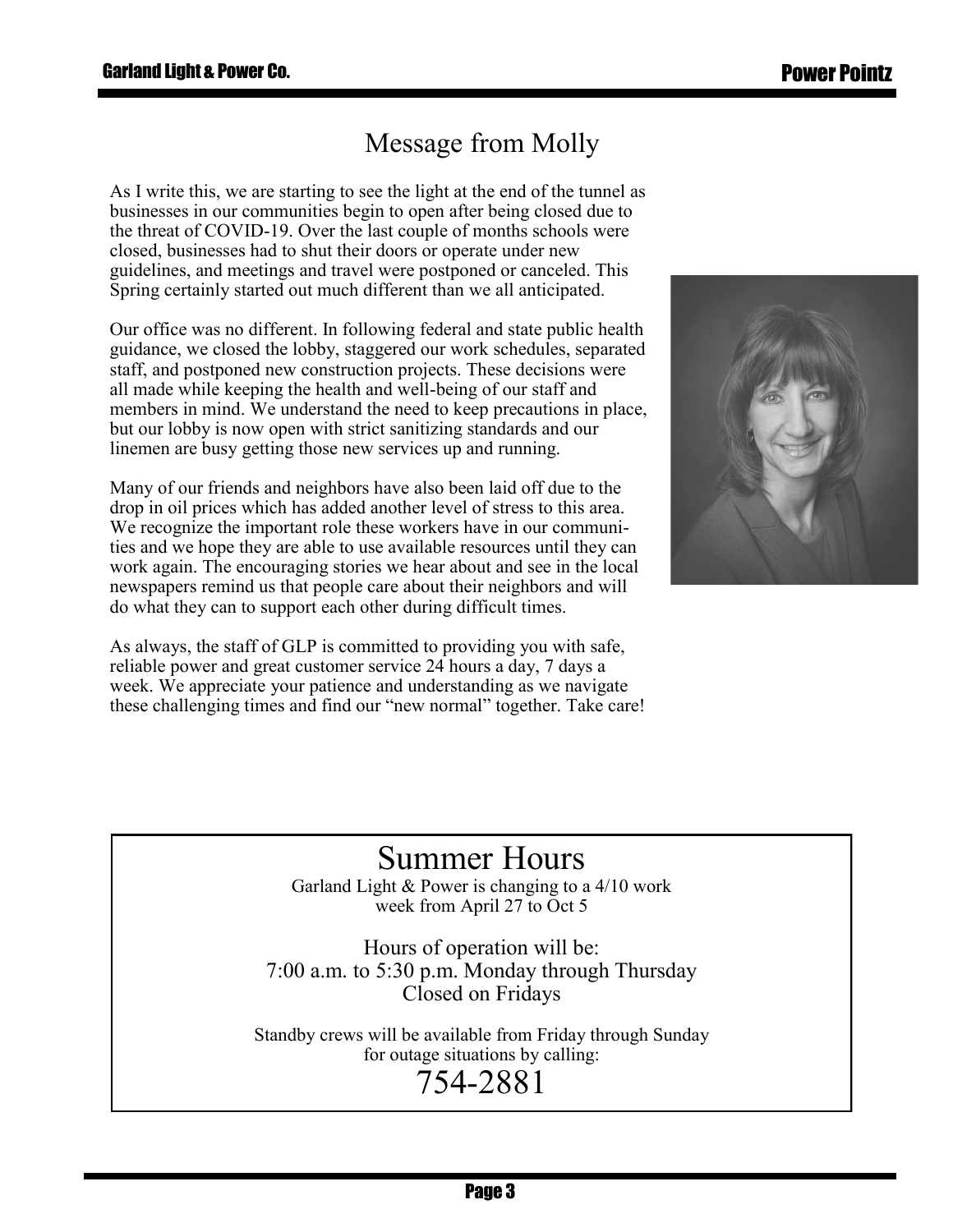# Message from Molly

As I write this, we are starting to see the light at the end of the tunnel as businesses in our communities begin to open after being closed due to the threat of COVID-19. Over the last couple of months schools were closed, businesses had to shut their doors or operate under new guidelines, and meetings and travel were postponed or canceled. This Spring certainly started out much different than we all anticipated.

Our office was no different. In following federal and state public health guidance, we closed the lobby, staggered our work schedules, separated staff, and postponed new construction projects. These decisions were all made while keeping the health and well-being of our staff and members in mind. We understand the need to keep precautions in place, but our lobby is now open with strict sanitizing standards and our linemen are busy getting those new services up and running.

Many of our friends and neighbors have also been laid off due to the drop in oil prices which has added another level of stress to this area. We recognize the important role these workers have in our communities and we hope they are able to use available resources until they can work again. The encouraging stories we hear about and see in the local newspapers remind us that people care about their neighbors and will do what they can to support each other during difficult times.

As always, the staff of GLP is committed to providing you with safe, reliable power and great customer service 24 hours a day, 7 days a week. We appreciate your patience and understanding as we navigate these challenging times and find our "new normal" together. Take care!

# Summer Hours

Garland Light & Power is changing to a 4/10 work week from April 27 to Oct 5

Hours of operation will be:
7:00 a.m. to 5:30 p.m. Monday through Thursday
Closed on Fridays

Standby crews will be available from Friday through Sunday for outage situations by calling:

## 754-2881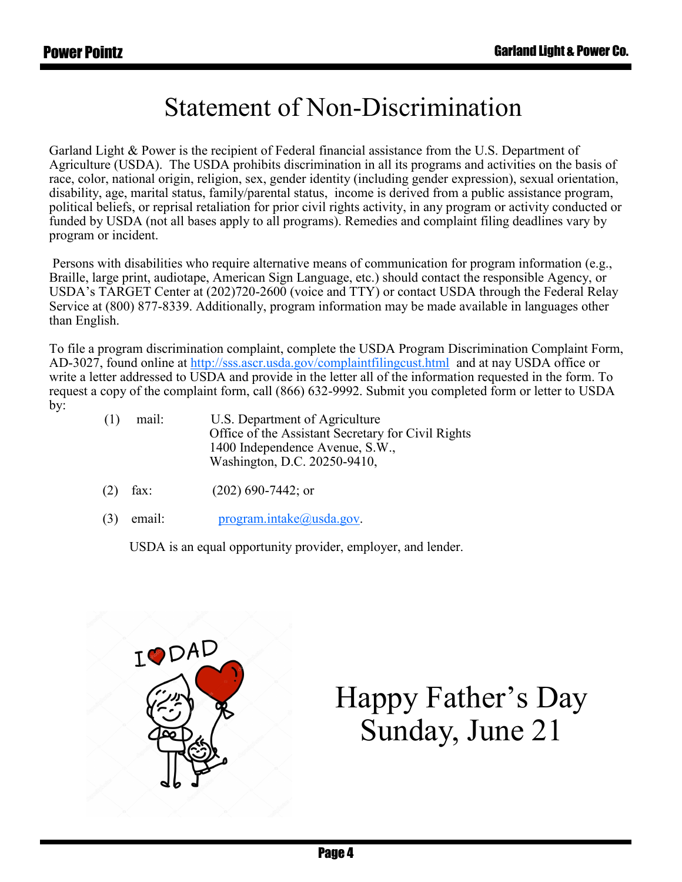# Statement of Non-Discrimination

Garland Light & Power is the recipient of Federal financial assistance from the U.S. Department of Agriculture (USDA). The USDA prohibits discrimination in all its programs and activities on the basis of race, color, national origin, religion, sex, gender identity (including gender expression), sexual orientation, disability, age, marital status, family/parental status, income is derived from a public assistance program, political beliefs, or reprisal retaliation for prior civil rights activity, in any program or activity conducted or funded by USDA (not all bases apply to all programs). Remedies and complaint filing deadlines vary by program or incident.

Persons with disabilities who require alternative means of communication for program information (e.g., Braille, large print, audiotape, American Sign Language, etc.) should contact the responsible Agency, or USDA's TARGET Center at (202)720-2600 (voice and TTY) or contact USDA through the Federal Relay Service at (800) 877-8339. Additionally, program information may be made available in languages other than English.

To file a program discrimination complaint, complete the USDA Program Discrimination Complaint Form, AD-3027, found online at http://sss.ascr.usda.gov/complaintfilingcust.html and at nay USDA office or write a letter addressed to USDA and provide in the letter all of the information requested in the form. To request a copy of the complaint form, call (866) 632-9992. Submit you completed form or letter to USDA by:

(1) mail: U.S. Department of Agriculture
Office of the Assistant Secretary for Civil Rights
1400 Independence Avenue, S.W.,
Washington, D.C. 20250-9410,

(2) fax: (202) 690-7442; or

(3) email: program.intake@usda.gov.

USDA is an equal opportunity provider, employer, and lender.

Happy Father's Day
Sunday, June 21